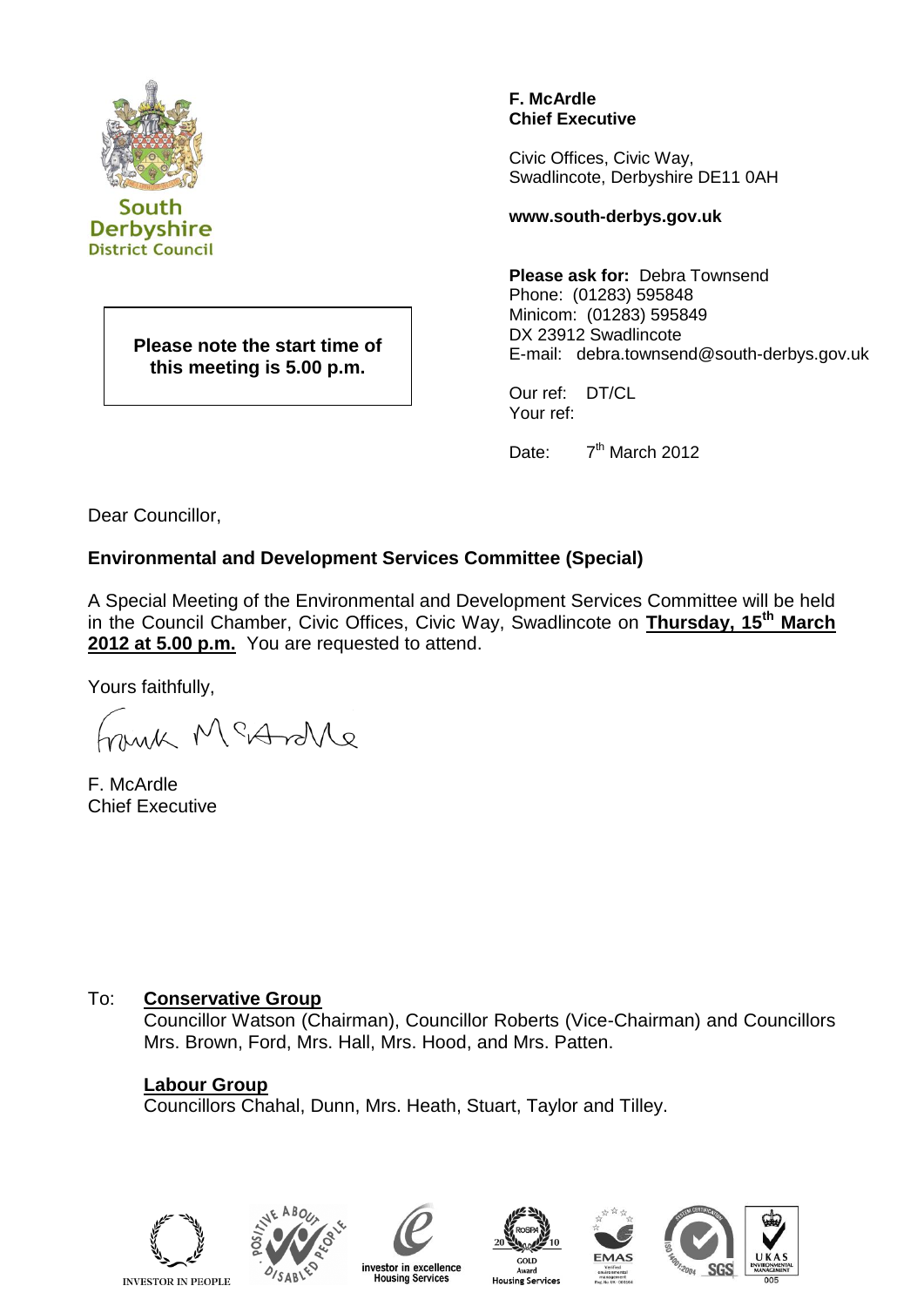South Derbyshire District Council

**F. McArdle**
**Chief Executive**

Civic Offices, Civic Way,
Swadlincote, Derbyshire DE11 0AH

**www.south-derbys.gov.uk**

**Please ask for:** Debra Townsend
Phone: (01283) 595848
Minicom: (01283) 595849
DX 23912 Swadlincote
E-mail: debra.townsend@south-derbys.gov.uk

Our ref: DT/CL
Your ref:

Date: 7th March 2012

**Please note the start time of this meeting is 5.00 p.m.**

Dear Councillor,

**Environmental and Development Services Committee (Special)**

A Special Meeting of the Environmental and Development Services Committee will be held in the Council Chamber, Civic Offices, Civic Way, Swadlincote on **Thursday, 15th March 2012 at 5.00 p.m.** You are requested to attend.

Yours faithfully,

Frank McArdle

F. McArdle
Chief Executive

To: **Conservative Group**
Councillor Watson (Chairman), Councillor Roberts (Vice-Chairman) and Councillors Mrs. Brown, Ford, Mrs. Hall, Mrs. Hood, and Mrs. Patten.

**Labour Group**
Councillors Chahal, Dunn, Mrs. Heath, Stuart, Taylor and Tilley.

INVESTOR IN PEOPLE · POSITIVE ABOUT DISABLED PEOPLE · investor in excellence Housing Services · ROSPA 2010 GOLD Award Housing Services · EMAS · ISO 14001:2004 SGS · UKAS ENVIRONMENTAL MANAGEMENT 005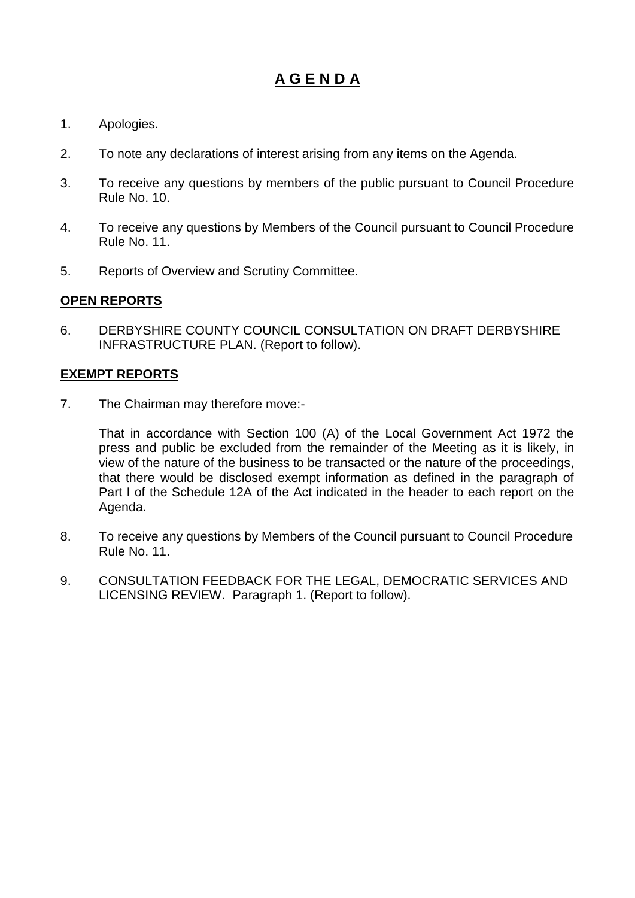# A G E N D A

1. Apologies.

2. To note any declarations of interest arising from any items on the Agenda.

3. To receive any questions by members of the public pursuant to Council Procedure Rule No. 10.

4. To receive any questions by Members of the Council pursuant to Council Procedure Rule No. 11.

5. Reports of Overview and Scrutiny Committee.

**OPEN REPORTS**

6. DERBYSHIRE COUNTY COUNCIL CONSULTATION ON DRAFT DERBYSHIRE INFRASTRUCTURE PLAN. (Report to follow).

**EXEMPT REPORTS**

7. The Chairman may therefore move:-

   That in accordance with Section 100 (A) of the Local Government Act 1972 the press and public be excluded from the remainder of the Meeting as it is likely, in view of the nature of the business to be transacted or the nature of the proceedings, that there would be disclosed exempt information as defined in the paragraph of Part I of the Schedule 12A of the Act indicated in the header to each report on the Agenda.

8. To receive any questions by Members of the Council pursuant to Council Procedure Rule No. 11.

9. CONSULTATION FEEDBACK FOR THE LEGAL, DEMOCRATIC SERVICES AND LICENSING REVIEW. Paragraph 1. (Report to follow).